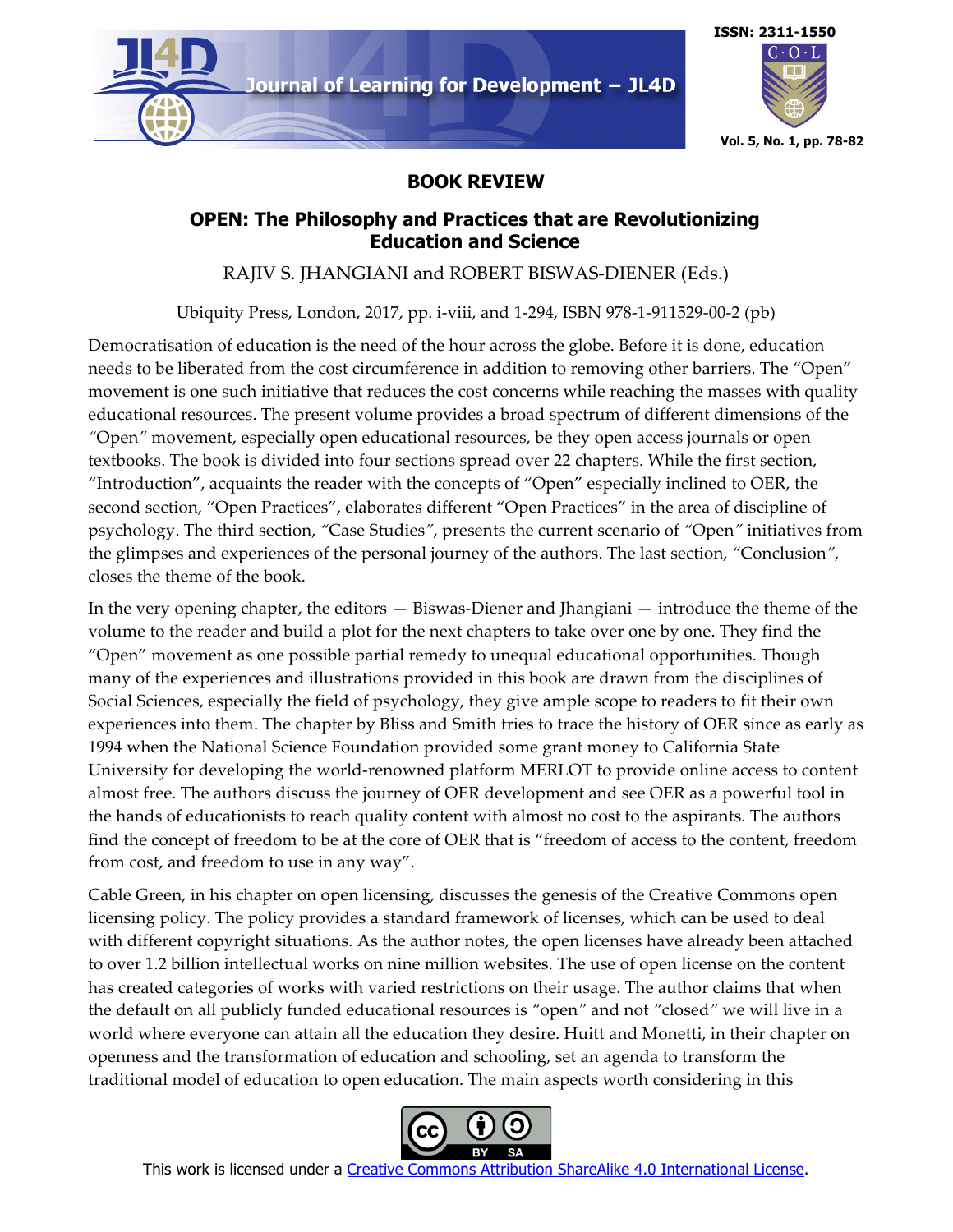## BOOK REVIEW

### OPEN: The Philosophy and Practices that are Revolutionizing Education and Science

RAJIV S. JHANGIANI and ROBERT BISWAS-DIENER (Eds.)

Ubiquity Press, London, 2017, pp. i-viii, and 1-294, ISBN 978-1-911529-00-2 (pb)

Democratisation of education is the need of the hour across the globe. Before it is done, education needs to be liberated from the cost circumference in addition to removing other barriers. The "Open" movement is one such initiative that reduces the cost concerns while reaching the masses with quality educational resources. The present volume provides a broad spectrum of different dimensions of the "Open" movement, especially open educational resources, be they open access journals or open textbooks. The book is divided into four sections spread over 22 chapters. While the first section, "Introduction", acquaints the reader with the concepts of "Open" especially inclined to OER, the second section, "Open Practices", elaborates different "Open Practices" in the area of discipline of psychology. The third section, "Case Studies", presents the current scenario of "Open" initiatives from the glimpses and experiences of the personal journey of the authors. The last section, "Conclusion", closes the theme of the book.

In the very opening chapter, the editors — Biswas-Diener and Jhangiani — introduce the theme of the volume to the reader and build a plot for the next chapters to take over one by one. They find the "Open" movement as one possible partial remedy to unequal educational opportunities. Though many of the experiences and illustrations provided in this book are drawn from the disciplines of Social Sciences, especially the field of psychology, they give ample scope to readers to fit their own experiences into them. The chapter by Bliss and Smith tries to trace the history of OER since as early as 1994 when the National Science Foundation provided some grant money to California State University for developing the world-renowned platform MERLOT to provide online access to content almost free. The authors discuss the journey of OER development and see OER as a powerful tool in the hands of educationists to reach quality content with almost no cost to the aspirants. The authors find the concept of freedom to be at the core of OER that is "freedom of access to the content, freedom from cost, and freedom to use in any way".

Cable Green, in his chapter on open licensing, discusses the genesis of the Creative Commons open licensing policy. The policy provides a standard framework of licenses, which can be used to deal with different copyright situations. As the author notes, the open licenses have already been attached to over 1.2 billion intellectual works on nine million websites. The use of open license on the content has created categories of works with varied restrictions on their usage. The author claims that when the default on all publicly funded educational resources is "open" and not "closed" we will live in a world where everyone can attain all the education they desire. Huitt and Monetti, in their chapter on openness and the transformation of education and schooling, set an agenda to transform the traditional model of education to open education. The main aspects worth considering in this

This work is licensed under a Creative Commons Attribution ShareAlike 4.0 International License.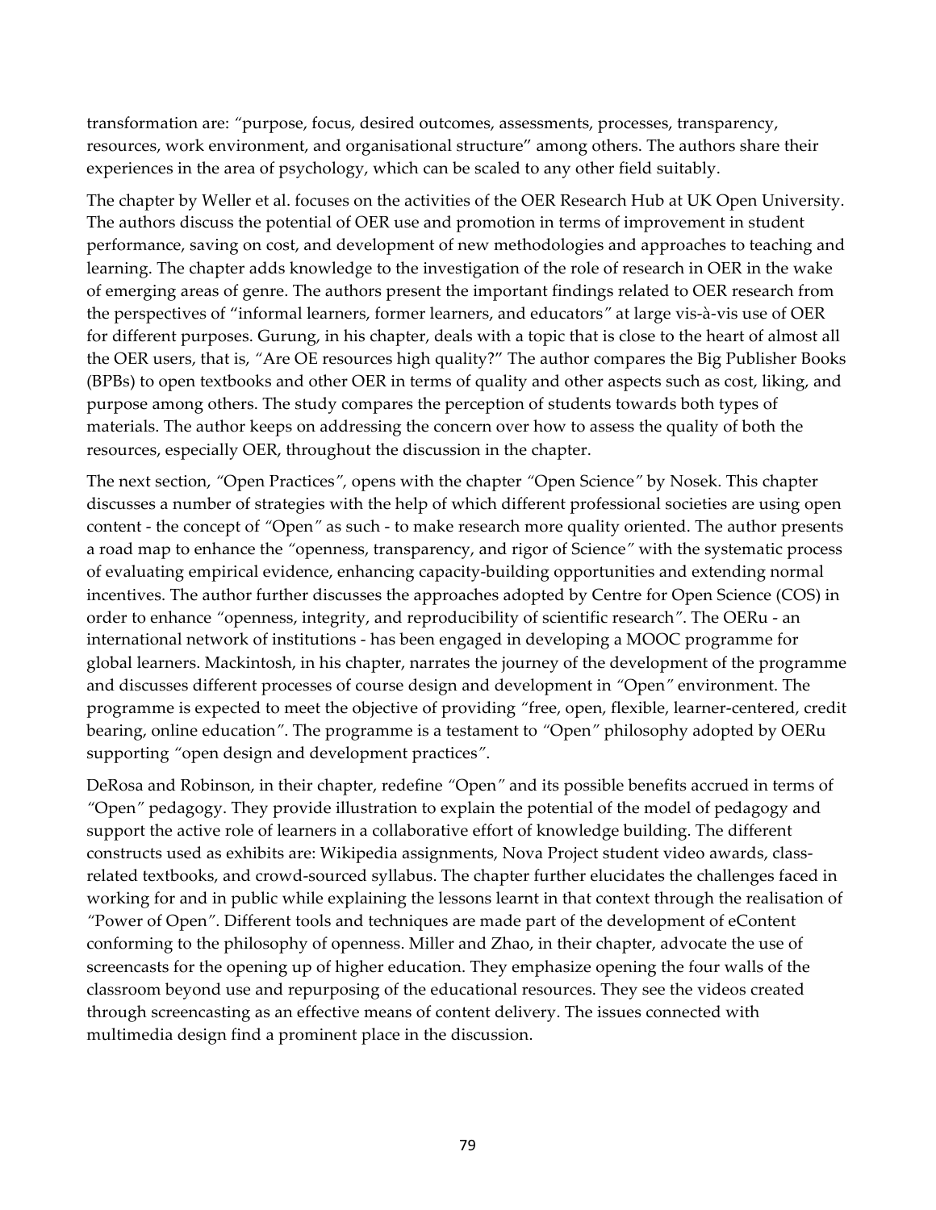transformation are: "purpose, focus, desired outcomes, assessments, processes, transparency, resources, work environment, and organisational structure" among others. The authors share their experiences in the area of psychology, which can be scaled to any other field suitably.

The chapter by Weller et al. focuses on the activities of the OER Research Hub at UK Open University. The authors discuss the potential of OER use and promotion in terms of improvement in student performance, saving on cost, and development of new methodologies and approaches to teaching and learning. The chapter adds knowledge to the investigation of the role of research in OER in the wake of emerging areas of genre. The authors present the important findings related to OER research from the perspectives of "informal learners, former learners, and educators" at large vis-à-vis use of OER for different purposes. Gurung, in his chapter, deals with a topic that is close to the heart of almost all the OER users, that is, "Are OE resources high quality?" The author compares the Big Publisher Books (BPBs) to open textbooks and other OER in terms of quality and other aspects such as cost, liking, and purpose among others. The study compares the perception of students towards both types of materials. The author keeps on addressing the concern over how to assess the quality of both the resources, especially OER, throughout the discussion in the chapter.

The next section, "Open Practices", opens with the chapter "Open Science" by Nosek. This chapter discusses a number of strategies with the help of which different professional societies are using open content - the concept of "Open" as such - to make research more quality oriented. The author presents a road map to enhance the "openness, transparency, and rigor of Science" with the systematic process of evaluating empirical evidence, enhancing capacity-building opportunities and extending normal incentives. The author further discusses the approaches adopted by Centre for Open Science (COS) in order to enhance "openness, integrity, and reproducibility of scientific research". The OERu - an international network of institutions - has been engaged in developing a MOOC programme for global learners. Mackintosh, in his chapter, narrates the journey of the development of the programme and discusses different processes of course design and development in "Open" environment. The programme is expected to meet the objective of providing "free, open, flexible, learner-centered, credit bearing, online education". The programme is a testament to "Open" philosophy adopted by OERu supporting "open design and development practices".

DeRosa and Robinson, in their chapter, redefine "Open" and its possible benefits accrued in terms of "Open" pedagogy. They provide illustration to explain the potential of the model of pedagogy and support the active role of learners in a collaborative effort of knowledge building. The different constructs used as exhibits are: Wikipedia assignments, Nova Project student video awards, class-related textbooks, and crowd-sourced syllabus. The chapter further elucidates the challenges faced in working for and in public while explaining the lessons learnt in that context through the realisation of "Power of Open". Different tools and techniques are made part of the development of eContent conforming to the philosophy of openness. Miller and Zhao, in their chapter, advocate the use of screencasts for the opening up of higher education. They emphasize opening the four walls of the classroom beyond use and repurposing of the educational resources. They see the videos created through screencasting as an effective means of content delivery. The issues connected with multimedia design find a prominent place in the discussion.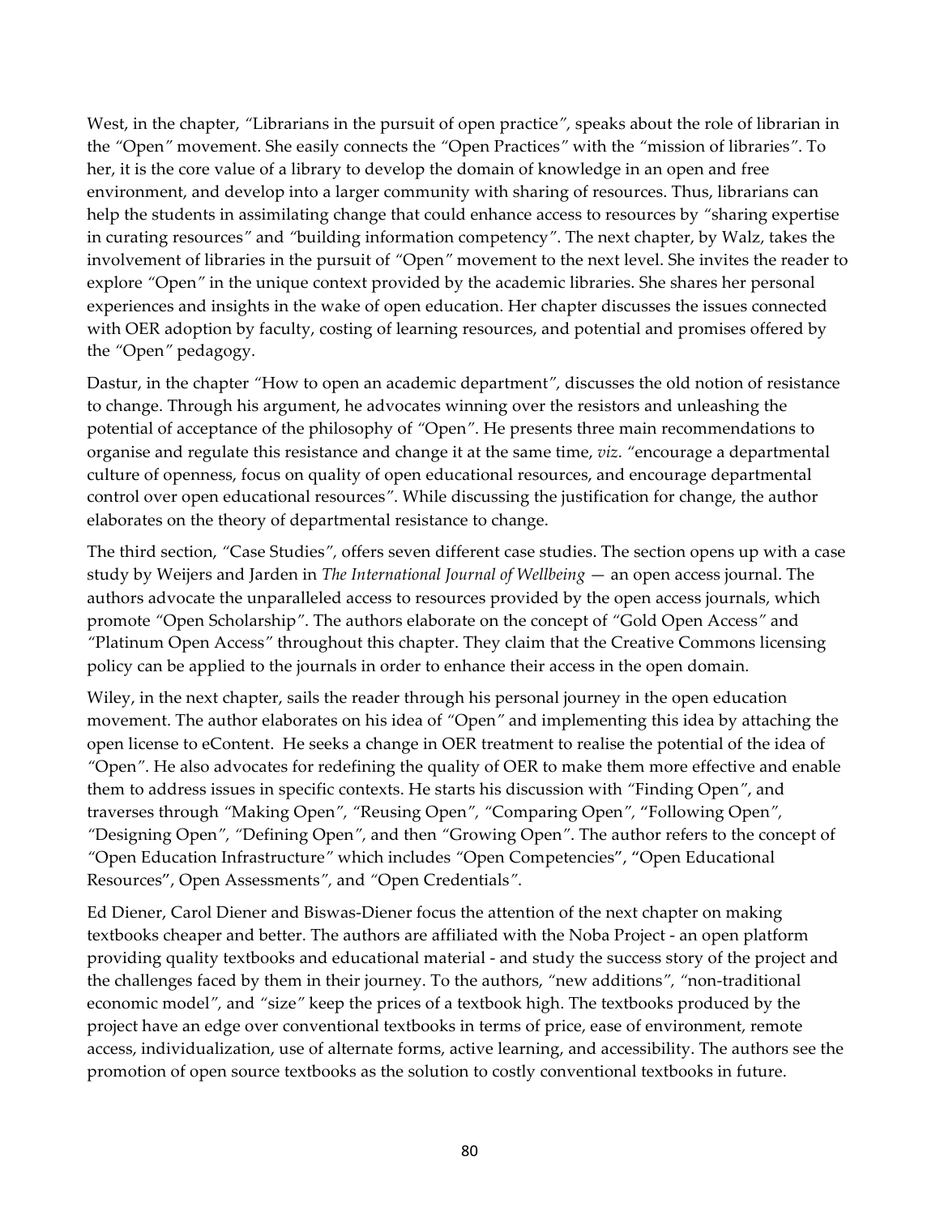West, in the chapter, "Librarians in the pursuit of open practice", speaks about the role of librarian in the "Open" movement. She easily connects the "Open Practices" with the "mission of libraries". To her, it is the core value of a library to develop the domain of knowledge in an open and free environment, and develop into a larger community with sharing of resources. Thus, librarians can help the students in assimilating change that could enhance access to resources by "sharing expertise in curating resources" and "building information competency". The next chapter, by Walz, takes the involvement of libraries in the pursuit of "Open" movement to the next level. She invites the reader to explore "Open" in the unique context provided by the academic libraries. She shares her personal experiences and insights in the wake of open education. Her chapter discusses the issues connected with OER adoption by faculty, costing of learning resources, and potential and promises offered by the "Open" pedagogy.

Dastur, in the chapter "How to open an academic department", discusses the old notion of resistance to change. Through his argument, he advocates winning over the resistors and unleashing the potential of acceptance of the philosophy of "Open". He presents three main recommendations to organise and regulate this resistance and change it at the same time, *viz*. "encourage a departmental culture of openness, focus on quality of open educational resources, and encourage departmental control over open educational resources". While discussing the justification for change, the author elaborates on the theory of departmental resistance to change.

The third section, "Case Studies", offers seven different case studies. The section opens up with a case study by Weijers and Jarden in *The International Journal of Wellbeing* — an open access journal. The authors advocate the unparalleled access to resources provided by the open access journals, which promote "Open Scholarship". The authors elaborate on the concept of "Gold Open Access" and "Platinum Open Access" throughout this chapter. They claim that the Creative Commons licensing policy can be applied to the journals in order to enhance their access in the open domain.

Wiley, in the next chapter, sails the reader through his personal journey in the open education movement. The author elaborates on his idea of "Open" and implementing this idea by attaching the open license to eContent. He seeks a change in OER treatment to realise the potential of the idea of "Open". He also advocates for redefining the quality of OER to make them more effective and enable them to address issues in specific contexts. He starts his discussion with "Finding Open", and traverses through "Making Open", "Reusing Open", "Comparing Open", "Following Open", "Designing Open", "Defining Open", and then "Growing Open". The author refers to the concept of "Open Education Infrastructure" which includes "Open Competencies", "Open Educational Resources", Open Assessments", and "Open Credentials".

Ed Diener, Carol Diener and Biswas-Diener focus the attention of the next chapter on making textbooks cheaper and better. The authors are affiliated with the Noba Project - an open platform providing quality textbooks and educational material - and study the success story of the project and the challenges faced by them in their journey. To the authors, "new additions", "non-traditional economic model", and "size" keep the prices of a textbook high. The textbooks produced by the project have an edge over conventional textbooks in terms of price, ease of environment, remote access, individualization, use of alternate forms, active learning, and accessibility. The authors see the promotion of open source textbooks as the solution to costly conventional textbooks in future.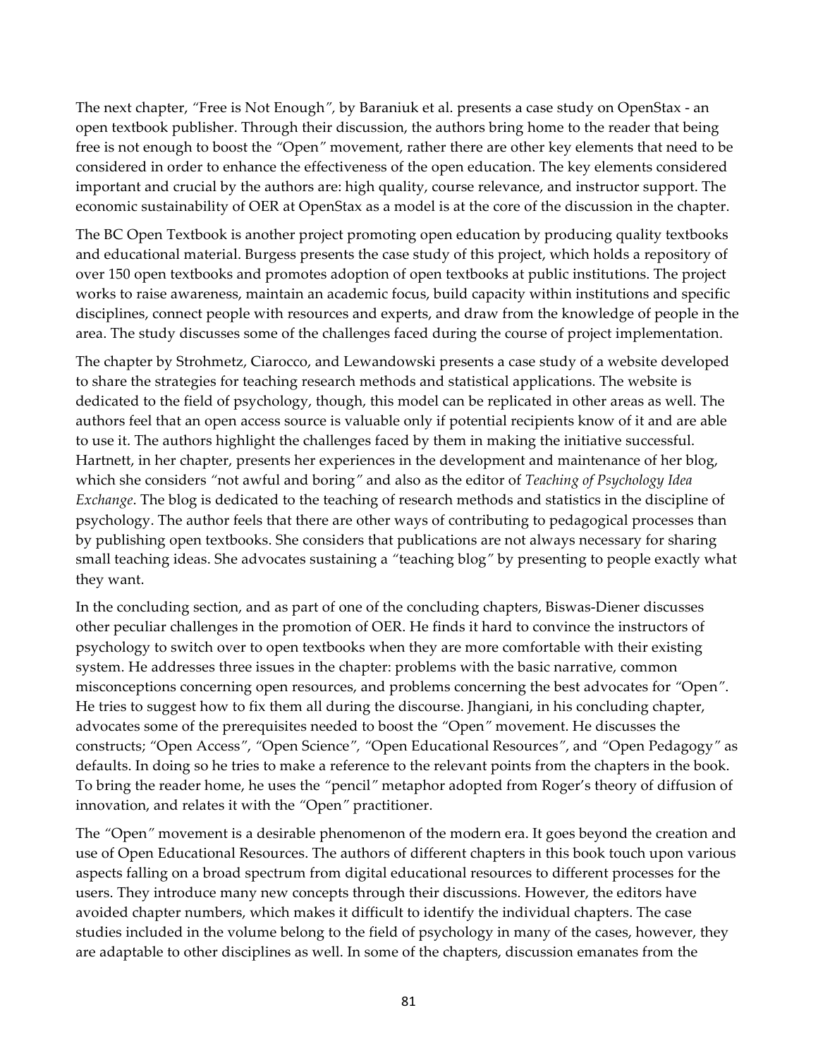The next chapter, "Free is Not Enough", by Baraniuk et al. presents a case study on OpenStax - an open textbook publisher. Through their discussion, the authors bring home to the reader that being free is not enough to boost the "Open" movement, rather there are other key elements that need to be considered in order to enhance the effectiveness of the open education. The key elements considered important and crucial by the authors are: high quality, course relevance, and instructor support. The economic sustainability of OER at OpenStax as a model is at the core of the discussion in the chapter.

The BC Open Textbook is another project promoting open education by producing quality textbooks and educational material. Burgess presents the case study of this project, which holds a repository of over 150 open textbooks and promotes adoption of open textbooks at public institutions. The project works to raise awareness, maintain an academic focus, build capacity within institutions and specific disciplines, connect people with resources and experts, and draw from the knowledge of people in the area. The study discusses some of the challenges faced during the course of project implementation.

The chapter by Strohmetz, Ciarocco, and Lewandowski presents a case study of a website developed to share the strategies for teaching research methods and statistical applications. The website is dedicated to the field of psychology, though, this model can be replicated in other areas as well. The authors feel that an open access source is valuable only if potential recipients know of it and are able to use it. The authors highlight the challenges faced by them in making the initiative successful. Hartnett, in her chapter, presents her experiences in the development and maintenance of her blog, which she considers "not awful and boring" and also as the editor of *Teaching of Psychology Idea Exchange*. The blog is dedicated to the teaching of research methods and statistics in the discipline of psychology. The author feels that there are other ways of contributing to pedagogical processes than by publishing open textbooks. She considers that publications are not always necessary for sharing small teaching ideas. She advocates sustaining a "teaching blog" by presenting to people exactly what they want.

In the concluding section, and as part of one of the concluding chapters, Biswas-Diener discusses other peculiar challenges in the promotion of OER. He finds it hard to convince the instructors of psychology to switch over to open textbooks when they are more comfortable with their existing system. He addresses three issues in the chapter: problems with the basic narrative, common misconceptions concerning open resources, and problems concerning the best advocates for "Open". He tries to suggest how to fix them all during the discourse. Jhangiani, in his concluding chapter, advocates some of the prerequisites needed to boost the "Open" movement. He discusses the constructs; "Open Access", "Open Science", "Open Educational Resources", and "Open Pedagogy" as defaults. In doing so he tries to make a reference to the relevant points from the chapters in the book. To bring the reader home, he uses the "pencil" metaphor adopted from Roger's theory of diffusion of innovation, and relates it with the "Open" practitioner.

The "Open" movement is a desirable phenomenon of the modern era. It goes beyond the creation and use of Open Educational Resources. The authors of different chapters in this book touch upon various aspects falling on a broad spectrum from digital educational resources to different processes for the users. They introduce many new concepts through their discussions. However, the editors have avoided chapter numbers, which makes it difficult to identify the individual chapters. The case studies included in the volume belong to the field of psychology in many of the cases, however, they are adaptable to other disciplines as well. In some of the chapters, discussion emanates from the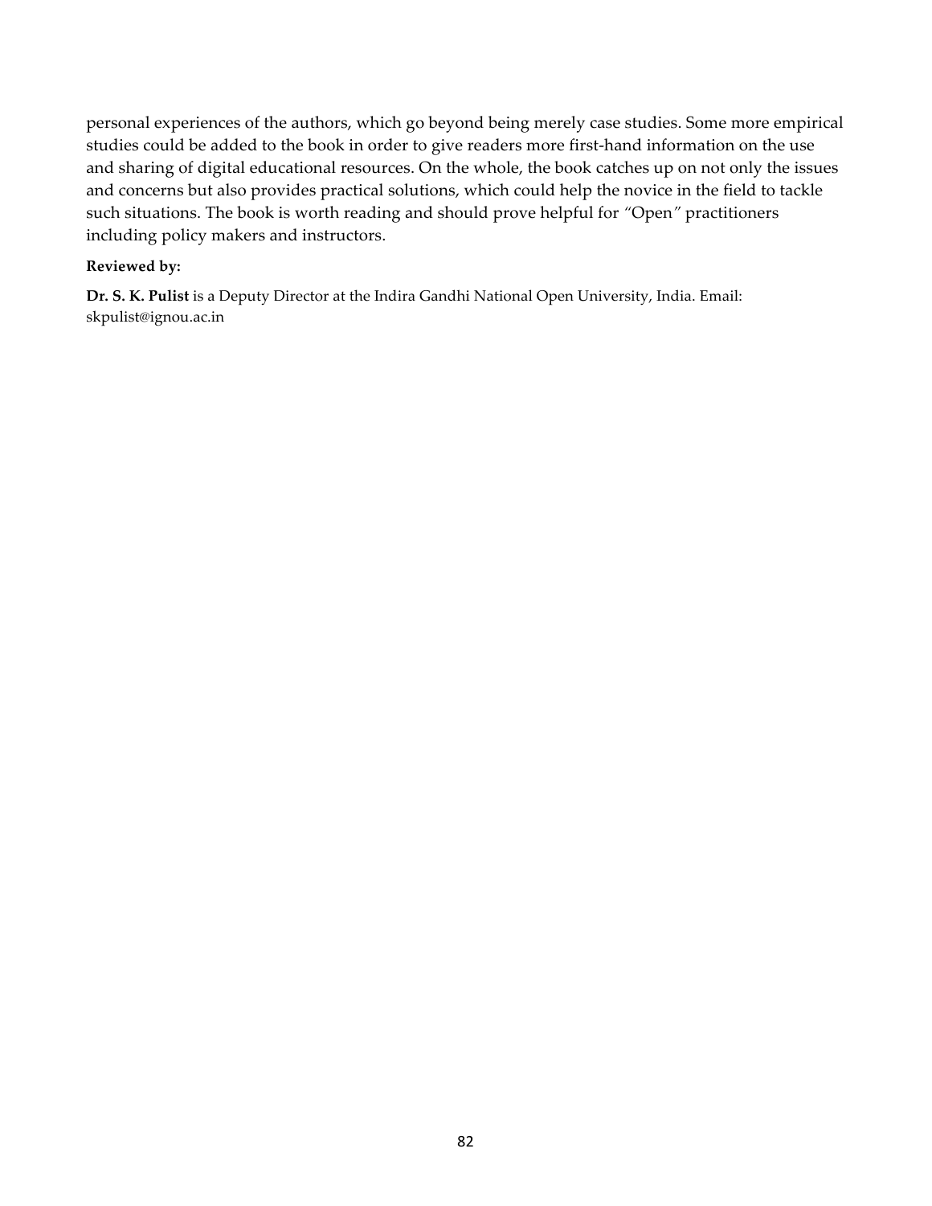personal experiences of the authors, which go beyond being merely case studies. Some more empirical studies could be added to the book in order to give readers more first-hand information on the use and sharing of digital educational resources. On the whole, the book catches up on not only the issues and concerns but also provides practical solutions, which could help the novice in the field to tackle such situations. The book is worth reading and should prove helpful for "Open" practitioners including policy makers and instructors.

**Reviewed by:**

**Dr. S. K. Pulist** is a Deputy Director at the Indira Gandhi National Open University, India. Email: skpulist@ignou.ac.in